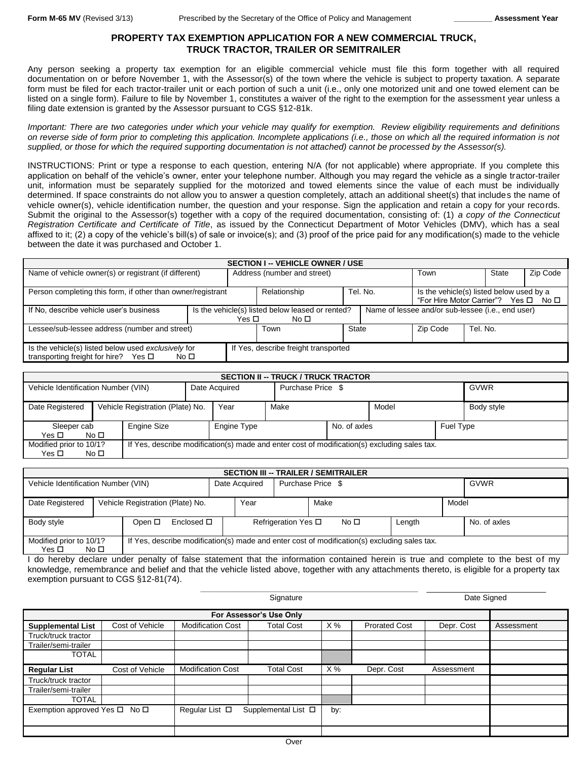**Form M-65 MV** (Revised 3/13) Prescribed by the Secretary of the Office of Policy and Management _________ **Assessment Year**

# PROPERTY TAX EXEMPTION APPLICATION FOR A NEW COMMERCIAL TRUCK, TRUCK TRACTOR, TRAILER OR SEMITRAILER

Any person seeking a property tax exemption for an eligible commercial vehicle must file this form together with all required documentation on or before November 1, with the Assessor(s) of the town where the vehicle is subject to property taxation. A separate form must be filed for each tractor-trailer unit or each portion of such a unit (i.e., only one motorized unit and one towed element can be listed on a single form). Failure to file by November 1, constitutes a waiver of the right to the exemption for the assessment year unless a filing date extension is granted by the Assessor pursuant to CGS §12-81k.

*Important: There are two categories under which your vehicle may qualify for exemption. Review eligibility requirements and definitions on reverse side of form prior to completing this application. Incomplete applications (i.e., those on which all the required information is not supplied, or those for which the required supporting documentation is not attached) cannot be processed by the Assessor(s).*

INSTRUCTIONS: Print or type a response to each question, entering N/A (for not applicable) where appropriate. If you complete this application on behalf of the vehicle's owner, enter your telephone number. Although you may regard the vehicle as a single tractor-trailer unit, information must be separately supplied for the motorized and towed elements since the value of each must be individually determined. If space constraints do not allow you to answer a question completely, attach an additional sheet(s) that includes the name of vehicle owner(s), vehicle identification number, the question and your response. Sign the application and retain a copy for your records. Submit the original to the Assessor(s) together with a copy of the required documentation, consisting of: (1) *a copy of the Connecticut Registration Certificate and Certificate of Title*, as issued by the Connecticut Department of Motor Vehicles (DMV), which has a seal affixed to it; (2) a copy of the vehicle's bill(s) of sale or invoice(s); and (3) proof of the price paid for any modification(s) made to the vehicle between the date it was purchased and October 1.

## SECTION I -- VEHICLE OWNER / USE

| Name of vehicle owner(s) or registrant (if different) | Address (number and street) | Town | State | Zip Code |
|---|---|---|---|---|
| | | | | |

| Person completing this form, if other than owner/registrant | Relationship | Tel. No. | Is the vehicle(s) listed below used by a "For Hire Motor Carrier"? Yes ☐ No ☐ |
|---|---|---|---|
| | | | |

| If No, describe vehicle user's business | Is the vehicle(s) listed below leased or rented? Yes ☐ No ☐ | Name of lessee and/or sub-lessee (i.e., end user) |
|---|---|---|
| | | |

| Lessee/sub-lessee address (number and street) | Town | State | Zip Code | Tel. No. |
|---|---|---|---|---|
| | | | | |

| Is the vehicle(s) listed below used *exclusively* for transporting freight for hire? Yes ☐ No ☐ | If Yes, describe freight transported |
|---|---|
| | |

## SECTION II -- TRUCK / TRUCK TRACTOR

| Vehicle Identification Number (VIN) | Date Acquired | Purchase Price $ | GVWR |
|---|---|---|---|
| | | | |

| Date Registered | Vehicle Registration (Plate) No. | Year | Make | Model | Body style |
|---|---|---|---|---|---|
| | | | | | |

| Sleeper cab Yes ☐ No ☐ | Engine Size | Engine Type | No. of axles | Fuel Type |
|---|---|---|---|---|
| | | | | |

| Modified prior to 10/1? Yes ☐ No ☐ | If Yes, describe modification(s) made and enter cost of modification(s) excluding sales tax. |
|---|---|
| | |

## SECTION III -- TRAILER / SEMITRAILER

| Vehicle Identification Number (VIN) | Date Acquired | Purchase Price $ | GVWR |
|---|---|---|---|
| | | | |

| Date Registered | Vehicle Registration (Plate) No. | Year | Make | Model |
|---|---|---|---|---|
| | | | | |

| Body style | Open ☐ Enclosed ☐ | Refrigeration Yes ☐ No ☐ | Length | No. of axles |
|---|---|---|---|---|
| | | | | |

| Modified prior to 10/1? Yes ☐ No ☐ | If Yes, describe modification(s) made and enter cost of modification(s) excluding sales tax. |
|---|---|
| | |

I do hereby declare under penalty of false statement that the information contained herein is true and complete to the best of my knowledge, remembrance and belief and that the vehicle listed above, together with any attachments thereto, is eligible for a property tax exemption pursuant to CGS §12-81(74).

_______________________________ Signature    _______________ Date Signed

| For Assessor's Use Only | | | | | | | |
|---|---|---|---|---|---|---|---|
| **Supplemental List** | Cost of Vehicle | Modification Cost | Total Cost | X % | Prorated Cost | Depr. Cost | Assessment |
| Truck/truck tractor | | | | | | | |
| Trailer/semi-trailer | | | | | | | |
| TOTAL | | | | | | | |
| **Regular List** | Cost of Vehicle | Modification Cost | Total Cost | X % | Depr. Cost | Assessment | |
| Truck/truck tractor | | | | | | | |
| Trailer/semi-trailer | | | | | | | |
| TOTAL | | | | | | | |
| Exemption approved Yes ☐ No ☐ | | Regular List ☐ Supplemental List ☐ | | by: | | | |

Over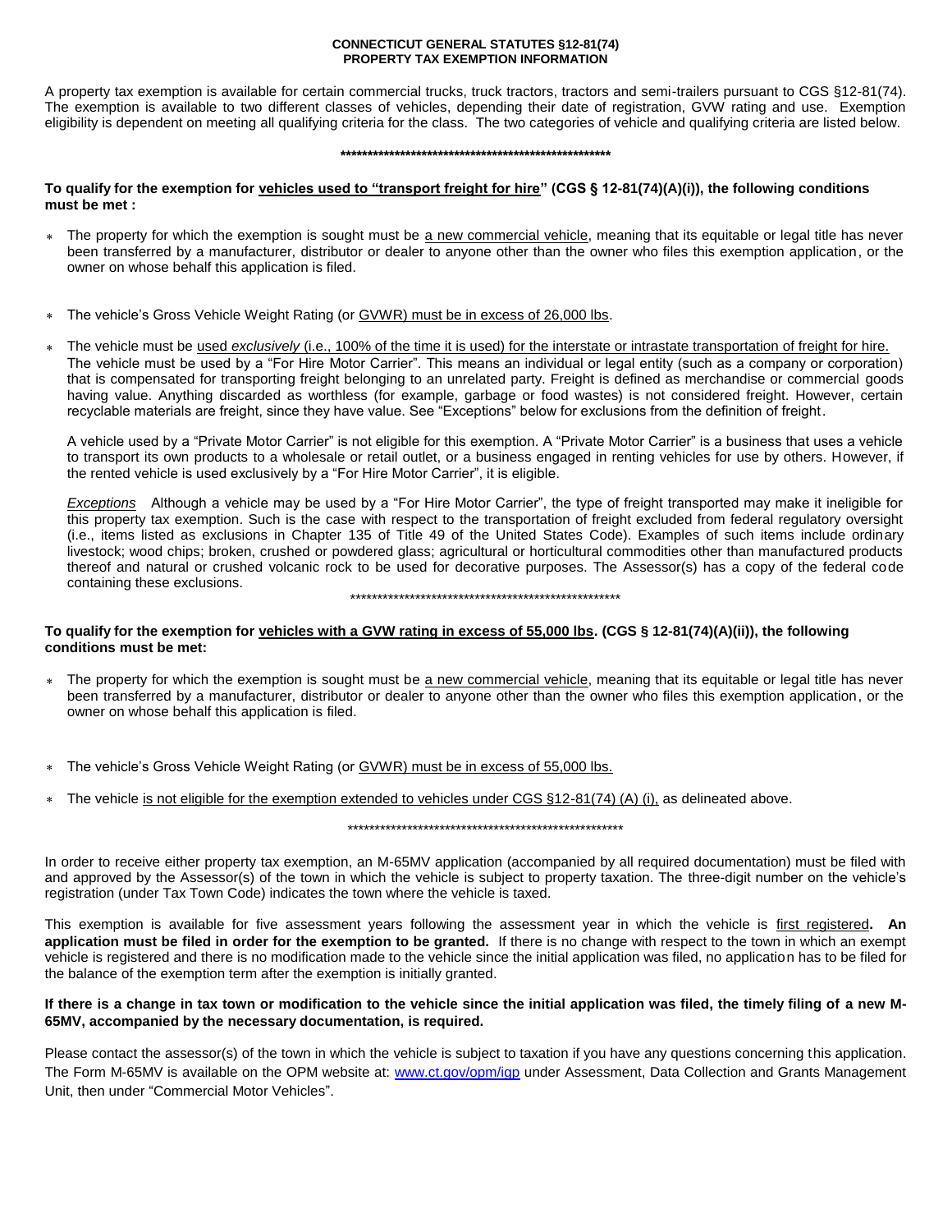**CONNECTICUT GENERAL STATUTES §12-81(74)**
**PROPERTY TAX EXEMPTION INFORMATION**

A property tax exemption is available for certain commercial trucks, truck tractors, tractors and semi-trailers pursuant to CGS §12-81(74). The exemption is available to two different classes of vehicles, depending their date of registration, GVW rating and use. Exemption eligibility is dependent on meeting all qualifying criteria for the class. The two categories of vehicle and qualifying criteria are listed below.

\*\*\*\*\*\*\*\*\*\*\*\*\*\*\*\*\*\*\*\*\*\*\*\*\*\*\*\*\*\*\*\*\*\*\*\*\*\*\*\*\*\*\*\*\*\*\*\*\*\*\*\*

**To qualify for the exemption for vehicles used to "transport freight for hire" (CGS § 12-81(74)(A)(i)), the following conditions must be met :**

- The property for which the exemption is sought must be a new commercial vehicle, meaning that its equitable or legal title has never been transferred by a manufacturer, distributor or dealer to anyone other than the owner who files this exemption application, or the owner on whose behalf this application is filed.

- The vehicle's Gross Vehicle Weight Rating (or GVWR) must be in excess of 26,000 lbs.

- The vehicle must be used *exclusively* (i.e., 100% of the time it is used) for the interstate or intrastate transportation of freight for hire. The vehicle must be used by a "For Hire Motor Carrier". This means an individual or legal entity (such as a company or corporation) that is compensated for transporting freight belonging to an unrelated party. Freight is defined as merchandise or commercial goods having value. Anything discarded as worthless (for example, garbage or food wastes) is not considered freight. However, certain recyclable materials are freight, since they have value. See "Exceptions" below for exclusions from the definition of freight.

  A vehicle used by a "Private Motor Carrier" is not eligible for this exemption. A "Private Motor Carrier" is a business that uses a vehicle to transport its own products to a wholesale or retail outlet, or a business engaged in renting vehicles for use by others. However, if the rented vehicle is used exclusively by a "For Hire Motor Carrier", it is eligible.

  *Exceptions* Although a vehicle may be used by a "For Hire Motor Carrier", the type of freight transported may make it ineligible for this property tax exemption. Such is the case with respect to the transportation of freight excluded from federal regulatory oversight (i.e., items listed as exclusions in Chapter 135 of Title 49 of the United States Code). Examples of such items include ordinary livestock; wood chips; broken, crushed or powdered glass; agricultural or horticultural commodities other than manufactured products thereof and natural or crushed volcanic rock to be used for decorative purposes. The Assessor(s) has a copy of the federal code containing these exclusions.

\*\*\*\*\*\*\*\*\*\*\*\*\*\*\*\*\*\*\*\*\*\*\*\*\*\*\*\*\*\*\*\*\*\*\*\*\*\*\*\*\*\*\*\*\*\*\*\*\*\*\*\*

**To qualify for the exemption for vehicles with a GVW rating in excess of 55,000 lbs. (CGS § 12-81(74)(A)(ii)), the following conditions must be met:**

- The property for which the exemption is sought must be a new commercial vehicle, meaning that its equitable or legal title has never been transferred by a manufacturer, distributor or dealer to anyone other than the owner who files this exemption application, or the owner on whose behalf this application is filed.

- The vehicle's Gross Vehicle Weight Rating (or GVWR) must be in excess of 55,000 lbs.

- The vehicle is not eligible for the exemption extended to vehicles under CGS §12-81(74) (A) (i), as delineated above.

\*\*\*\*\*\*\*\*\*\*\*\*\*\*\*\*\*\*\*\*\*\*\*\*\*\*\*\*\*\*\*\*\*\*\*\*\*\*\*\*\*\*\*\*\*\*\*\*\*\*\*\*

In order to receive either property tax exemption, an M-65MV application (accompanied by all required documentation) must be filed with and approved by the Assessor(s) of the town in which the vehicle is subject to property taxation. The three-digit number on the vehicle's registration (under Tax Town Code) indicates the town where the vehicle is taxed.

This exemption is available for five assessment years following the assessment year in which the vehicle is first registered**. An application must be filed in order for the exemption to be granted.** If there is no change with respect to the town in which an exempt vehicle is registered and there is no modification made to the vehicle since the initial application was filed, no application has to be filed for the balance of the exemption term after the exemption is initially granted.

**If there is a change in tax town or modification to the vehicle since the initial application was filed, the timely filing of a new M-65MV, accompanied by the necessary documentation, is required.**

Please contact the assessor(s) of the town in which the vehicle is subject to taxation if you have any questions concerning this application. The Form M-65MV is available on the OPM website at: www.ct.gov/opm/igp under Assessment, Data Collection and Grants Management Unit, then under "Commercial Motor Vehicles".